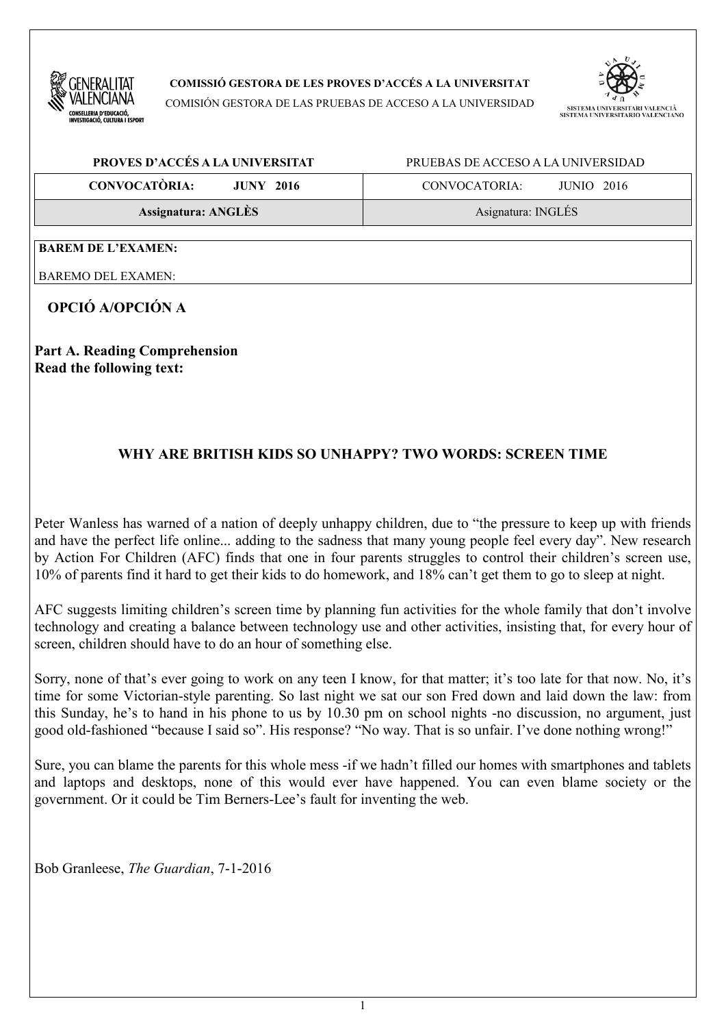**COMISSIÓ GESTORA DE LES PROVES D'ACCÉS A LA UNIVERSITAT**
COMISIÓN GESTORA DE LAS PRUEBAS DE ACCESO A LA UNIVERSIDAD

SISTEMA UNIVERSITARI VALENCIÀ
SISTEMA UNIVERSITARIO VALENCIANO

| **PROVES D'ACCÉS A LA UNIVERSITAT** | PRUEBAS DE ACCESO A LA UNIVERSIDAD |
|---|---|
| **CONVOCATÒRIA: JUNY 2016** | CONVOCATORIA: JUNIO 2016 |
| **Assignatura: ANGLÈS** | Asignatura: INGLÉS |

**BAREM DE L'EXAMEN:**
BAREMO DEL EXAMEN:

## OPCIÓ A/OPCIÓN A

**Part A. Reading Comprehension**
**Read the following text:**

### WHY ARE BRITISH KIDS SO UNHAPPY? TWO WORDS: SCREEN TIME

Peter Wanless has warned of a nation of deeply unhappy children, due to "the pressure to keep up with friends and have the perfect life online... adding to the sadness that many young people feel every day". New research by Action For Children (AFC) finds that one in four parents struggles to control their children's screen use, 10% of parents find it hard to get their kids to do homework, and 18% can't get them to go to sleep at night.

AFC suggests limiting children's screen time by planning fun activities for the whole family that don't involve technology and creating a balance between technology use and other activities, insisting that, for every hour of screen, children should have to do an hour of something else.

Sorry, none of that's ever going to work on any teen I know, for that matter; it's too late for that now. No, it's time for some Victorian-style parenting. So last night we sat our son Fred down and laid down the law: from this Sunday, he's to hand in his phone to us by 10.30 pm on school nights -no discussion, no argument, just good old-fashioned "because I said so". His response? "No way. That is so unfair. I've done nothing wrong!"

Sure, you can blame the parents for this whole mess -if we hadn't filled our homes with smartphones and tablets and laptops and desktops, none of this would ever have happened. You can even blame society or the government. Or it could be Tim Berners-Lee's fault for inventing the web.

Bob Granleese, *The Guardian*, 7-1-2016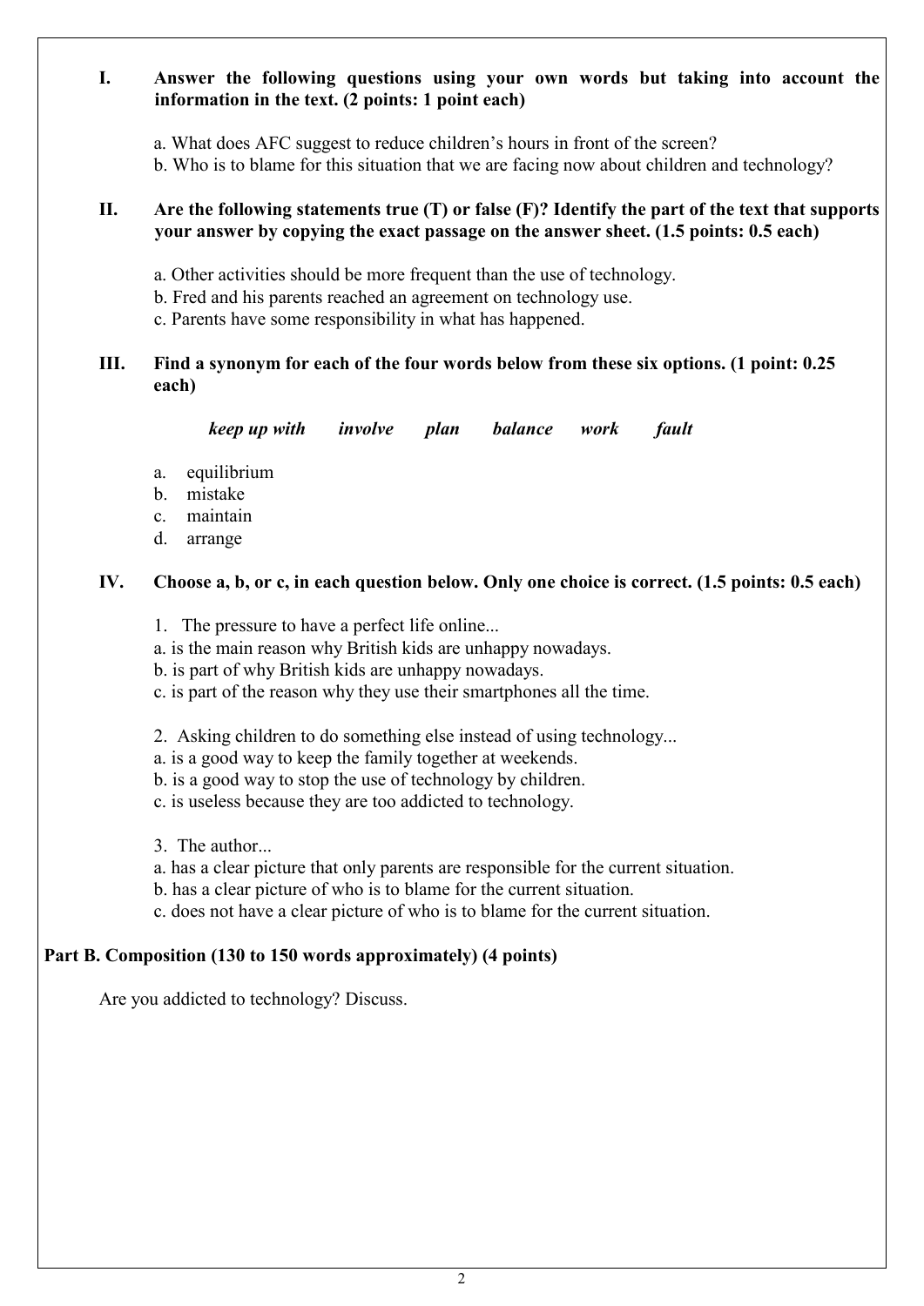**I. Answer the following questions using your own words but taking into account the information in the text. (2 points: 1 point each)**

a. What does AFC suggest to reduce children's hours in front of the screen?
b. Who is to blame for this situation that we are facing now about children and technology?

**II. Are the following statements true (T) or false (F)? Identify the part of the text that supports your answer by copying the exact passage on the answer sheet. (1.5 points: 0.5 each)**

a. Other activities should be more frequent than the use of technology.
b. Fred and his parents reached an agreement on technology use.
c. Parents have some responsibility in what has happened.

**III. Find a synonym for each of the four words below from these six options. (1 point: 0.25 each)**

***keep up with*** ***involve*** ***plan*** ***balance*** ***work*** ***fault***

a. equilibrium
b. mistake
c. maintain
d. arrange

**IV. Choose a, b, or c, in each question below. Only one choice is correct. (1.5 points: 0.5 each)**

1. The pressure to have a perfect life online...
a. is the main reason why British kids are unhappy nowadays.
b. is part of why British kids are unhappy nowadays.
c. is part of the reason why they use their smartphones all the time.

2. Asking children to do something else instead of using technology...
a. is a good way to keep the family together at weekends.
b. is a good way to stop the use of technology by children.
c. is useless because they are too addicted to technology.

3. The author...
a. has a clear picture that only parents are responsible for the current situation.
b. has a clear picture of who is to blame for the current situation.
c. does not have a clear picture of who is to blame for the current situation.

## Part B. Composition (130 to 150 words approximately) (4 points)

Are you addicted to technology? Discuss.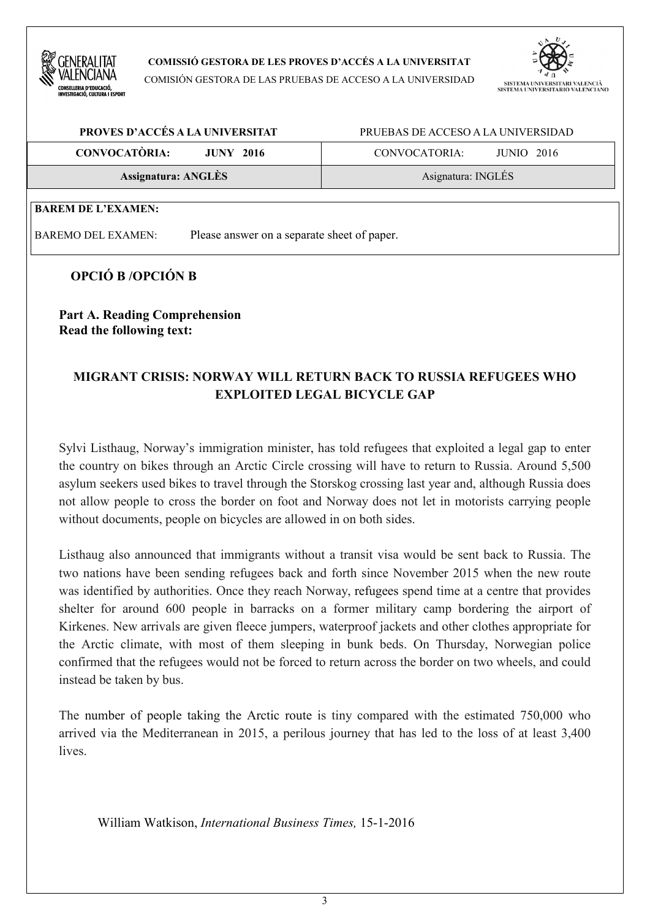**COMISSIÓ GESTORA DE LES PROVES D'ACCÉS A LA UNIVERSITAT**

COMISIÓN GESTORA DE LAS PRUEBAS DE ACCESO A LA UNIVERSIDAD

SISTEMA UNIVERSITARI VALENCIÀ
SISTEMA UNIVERSITARIO VALENCIANO

| **PROVES D'ACCÉS A LA UNIVERSITAT** | PRUEBAS DE ACCESO A LA UNIVERSIDAD |
|---|---|
| **CONVOCATÒRIA: JUNY 2016** | CONVOCATORIA: JUNIO 2016 |
| **Assignatura: ANGLÈS** | Asignatura: INGLÉS |

**BAREM DE L'EXAMEN:**

BAREMO DEL EXAMEN: Please answer on a separate sheet of paper.

## OPCIÓ B /OPCIÓN B

**Part A. Reading Comprehension**
**Read the following text:**

### MIGRANT CRISIS: NORWAY WILL RETURN BACK TO RUSSIA REFUGEES WHO EXPLOITED LEGAL BICYCLE GAP

Sylvi Listhaug, Norway's immigration minister, has told refugees that exploited a legal gap to enter the country on bikes through an Arctic Circle crossing will have to return to Russia. Around 5,500 asylum seekers used bikes to travel through the Storskog crossing last year and, although Russia does not allow people to cross the border on foot and Norway does not let in motorists carrying people without documents, people on bicycles are allowed in on both sides.

Listhaug also announced that immigrants without a transit visa would be sent back to Russia. The two nations have been sending refugees back and forth since November 2015 when the new route was identified by authorities. Once they reach Norway, refugees spend time at a centre that provides shelter for around 600 people in barracks on a former military camp bordering the airport of Kirkenes. New arrivals are given fleece jumpers, waterproof jackets and other clothes appropriate for the Arctic climate, with most of them sleeping in bunk beds. On Thursday, Norwegian police confirmed that the refugees would not be forced to return across the border on two wheels, and could instead be taken by bus.

The number of people taking the Arctic route is tiny compared with the estimated 750,000 who arrived via the Mediterranean in 2015, a perilous journey that has led to the loss of at least 3,400 lives.

William Watkison, *International Business Times,* 15-1-2016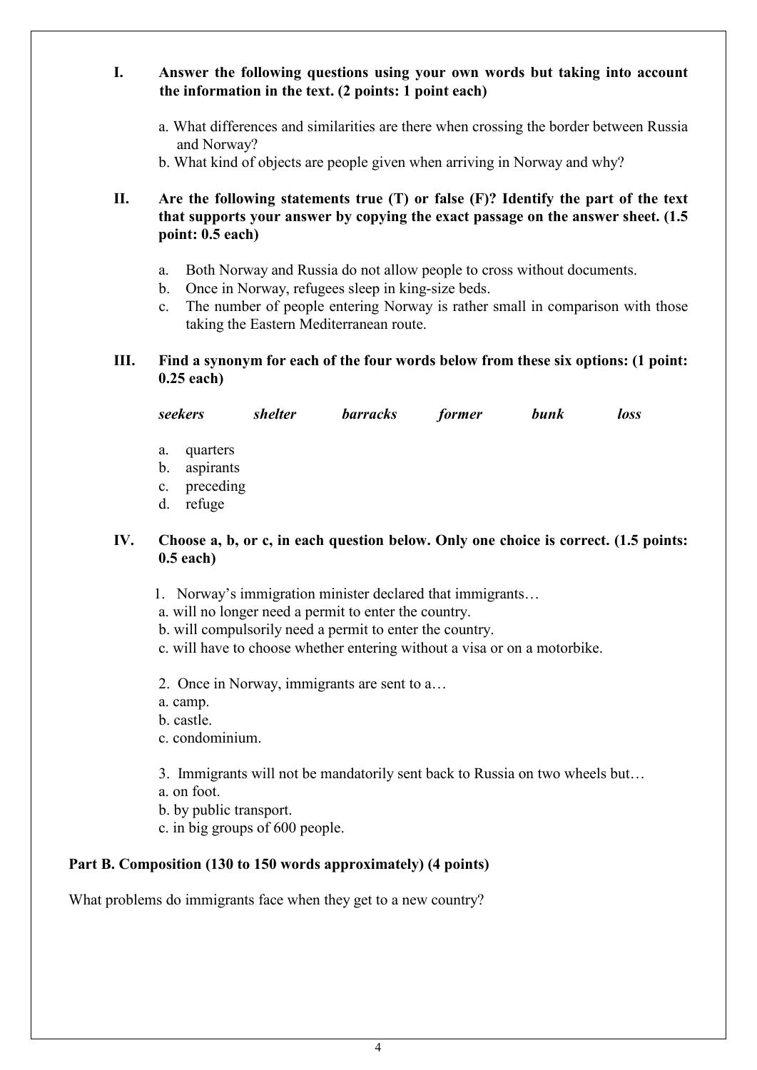**I. Answer the following questions using your own words but taking into account the information in the text. (2 points: 1 point each)**

a. What differences and similarities are there when crossing the border between Russia and Norway?

b. What kind of objects are people given when arriving in Norway and why?

**II. Are the following statements true (T) or false (F)? Identify the part of the text that supports your answer by copying the exact passage on the answer sheet. (1.5 point: 0.5 each)**

a. Both Norway and Russia do not allow people to cross without documents.

b. Once in Norway, refugees sleep in king-size beds.

c. The number of people entering Norway is rather small in comparison with those taking the Eastern Mediterranean route.

**III. Find a synonym for each of the four words below from these six options: (1 point: 0.25 each)**

***seekers*** ***shelter*** ***barracks*** ***former*** ***bunk*** ***loss***

a. quarters

b. aspirants

c. preceding

d. refuge

**IV. Choose a, b, or c, in each question below. Only one choice is correct. (1.5 points: 0.5 each)**

1. Norway's immigration minister declared that immigrants…

a. will no longer need a permit to enter the country.

b. will compulsorily need a permit to enter the country.

c. will have to choose whether entering without a visa or on a motorbike.

2. Once in Norway, immigrants are sent to a…

a. camp.

b. castle.

c. condominium.

3. Immigrants will not be mandatorily sent back to Russia on two wheels but…

a. on foot.

b. by public transport.

c. in big groups of 600 people.

**Part B. Composition (130 to 150 words approximately) (4 points)**

What problems do immigrants face when they get to a new country?